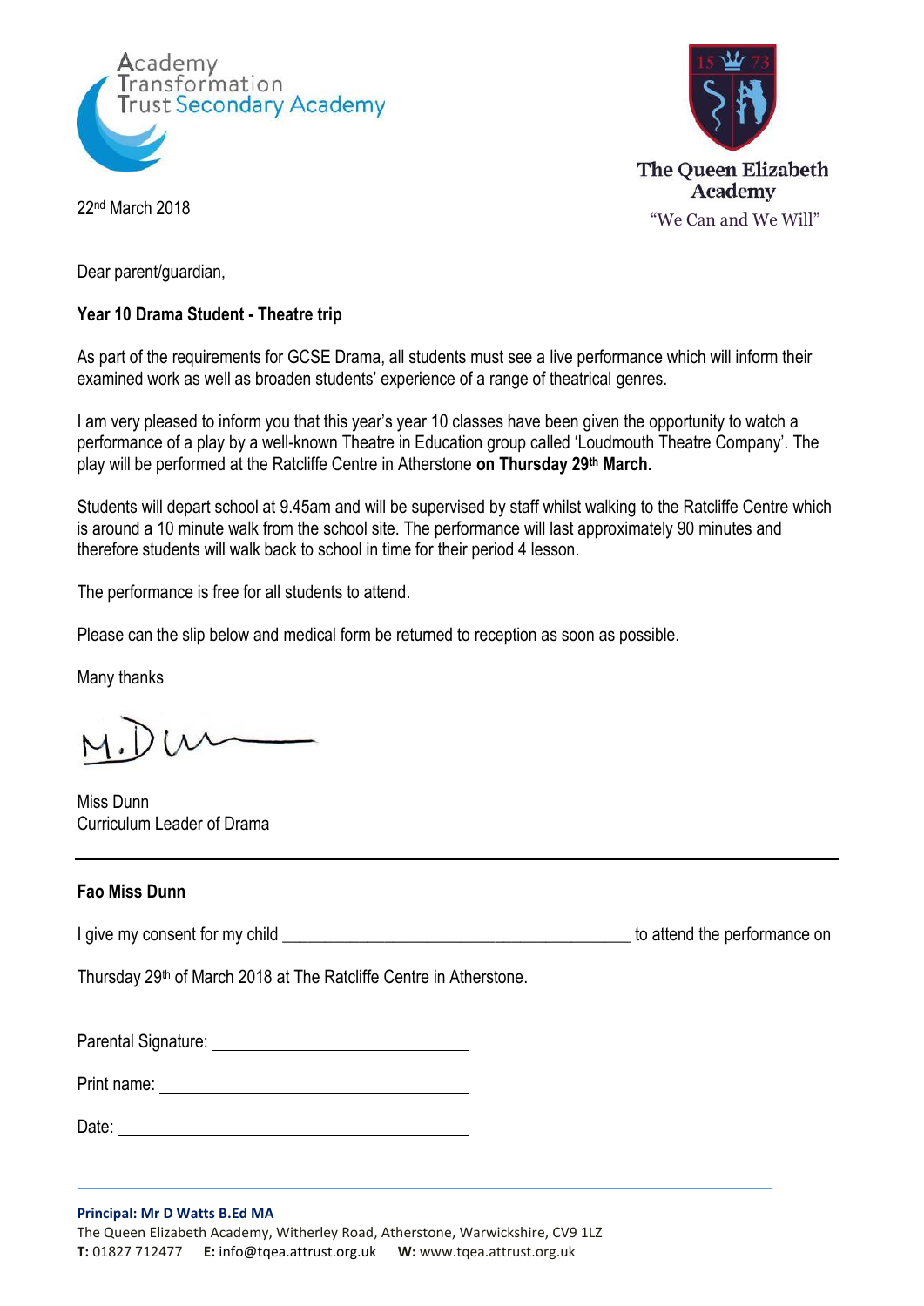Academy Transformation Trust Secondary Academy

The Queen Elizabeth Academy
"We Can and We Will"

22nd March 2018

Dear parent/guardian,

**Year 10 Drama Student - Theatre trip**

As part of the requirements for GCSE Drama, all students must see a live performance which will inform their examined work as well as broaden students' experience of a range of theatrical genres.

I am very pleased to inform you that this year's year 10 classes have been given the opportunity to watch a performance of a play by a well-known Theatre in Education group called 'Loudmouth Theatre Company'. The play will be performed at the Ratcliffe Centre in Atherstone **on Thursday 29th March.**

Students will depart school at 9.45am and will be supervised by staff whilst walking to the Ratcliffe Centre which is around a 10 minute walk from the school site. The performance will last approximately 90 minutes and therefore students will walk back to school in time for their period 4 lesson.

The performance is free for all students to attend.

Please can the slip below and medical form be returned to reception as soon as possible.

Many thanks

M.Dunn

Miss Dunn
Curriculum Leader of Drama

---

**Fao Miss Dunn**

I give my consent for my child ________________________________________ to attend the performance on

Thursday 29th of March 2018 at The Ratcliffe Centre in Atherstone.

Parental Signature: ______________________________

Print name: ______________________________

Date: ______________________________

**Principal: Mr D Watts B.Ed MA**
The Queen Elizabeth Academy, Witherley Road, Atherstone, Warwickshire, CV9 1LZ
**T:** 01827 712477 **E:** info@tqea.attrust.org.uk **W:** www.tqea.attrust.org.uk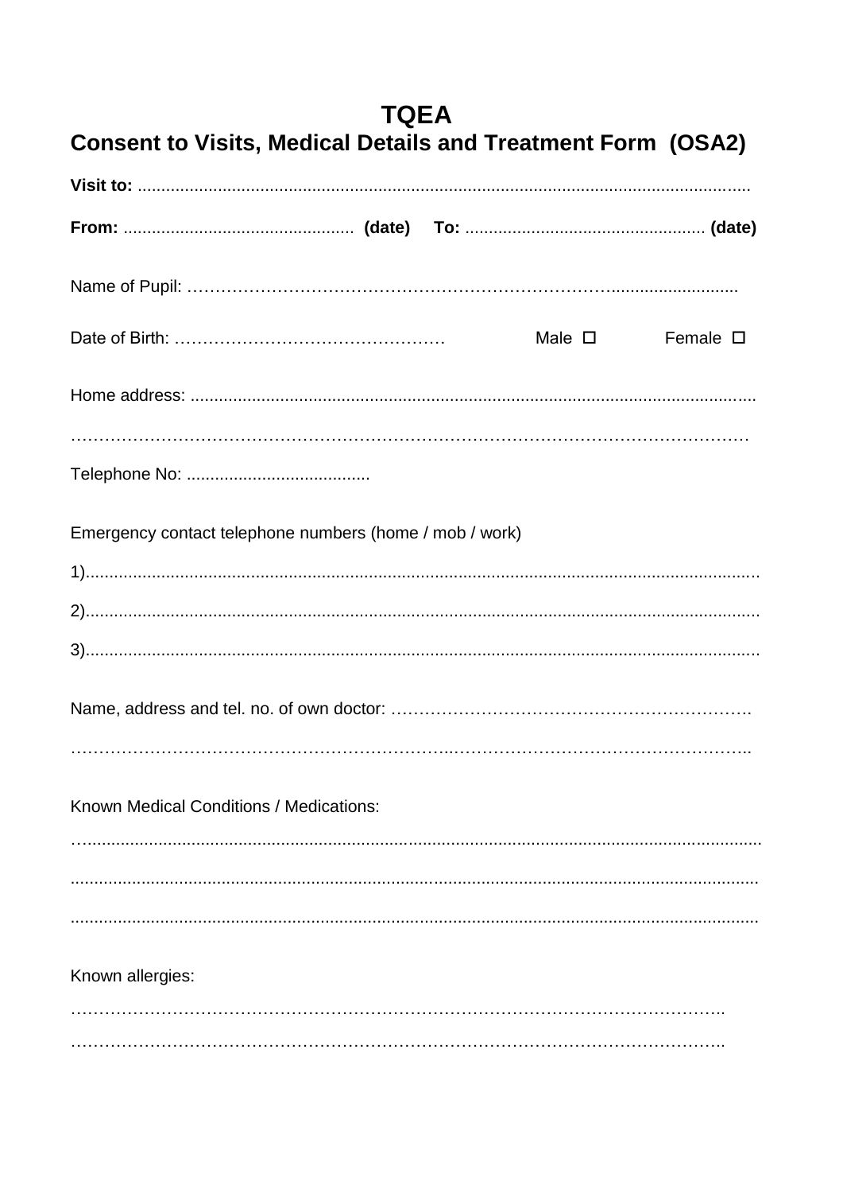# TQEA

## Consent to Visits, Medical Details and Treatment Form (OSA2)

**Visit to:** ..................................................................................................................................

**From:** ................................................. **(date)** **To:** ................................................... **(date)**

Name of Pupil: ………………………………………………………………...........................

Date of Birth: ………………………………………… Male ☐ Female ☐

Home address: ......................................................................................................................

…………………………………………………………………………………………………

Telephone No: .......................................

Emergency contact telephone numbers (home / mob / work)

1).............................................................................................................................................

2).............................................................................................................................................

3).............................................................................................................................................

Name, address and tel. no. of own doctor: ……………………………………………………….

………………………………………………………..……………………………………………..

Known Medical Conditions / Medications:

….............................................................................................................................................

.................................................................................................................................................

.................................................................................................................................................

Known allergies:

…………………………………………………………………………………………………..

…………………………………………………………………………………………………..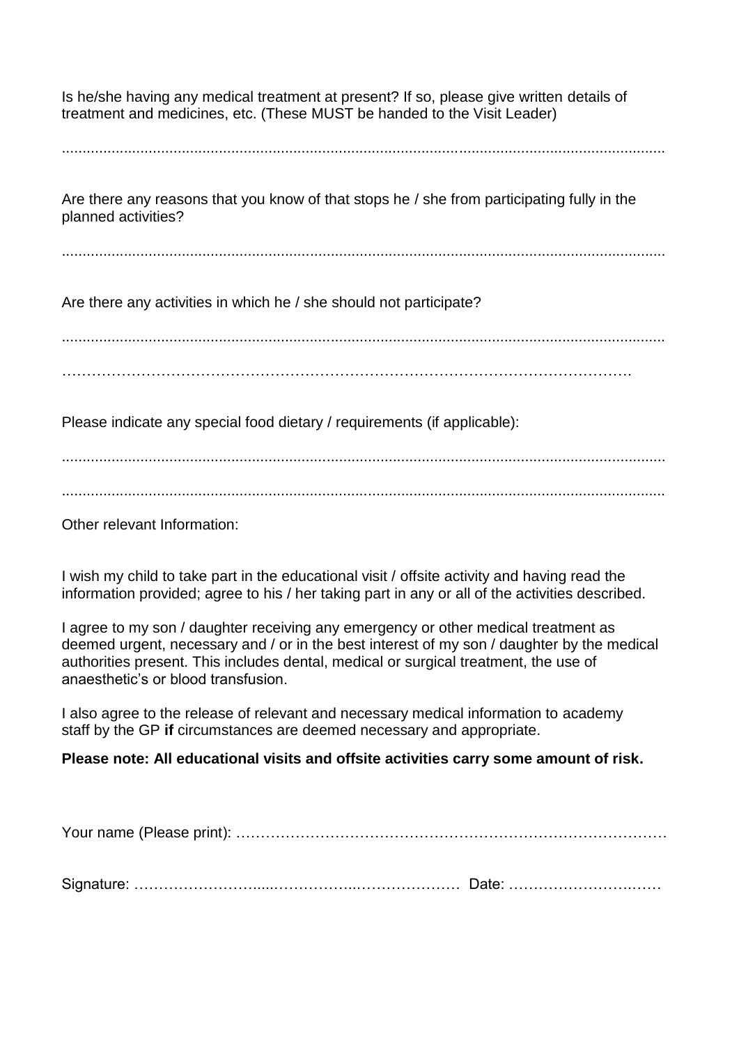Is he/she having any medical treatment at present? If so, please give written details of treatment and medicines, etc. (These MUST be handed to the Visit Leader)

..................................................................................................................................................

Are there any reasons that you know of that stops he / she from participating fully in the planned activities?

..................................................................................................................................................

Are there any activities in which he / she should not participate?

..................................................................................................................................................

……………………………………………………………………………………………….

Please indicate any special food dietary / requirements (if applicable):

..................................................................................................................................................

..................................................................................................................................................

Other relevant Information:

I wish my child to take part in the educational visit / offsite activity and having read the information provided; agree to his / her taking part in any or all of the activities described.

I agree to my son / daughter receiving any emergency or other medical treatment as deemed urgent, necessary and / or in the best interest of my son / daughter by the medical authorities present. This includes dental, medical or surgical treatment, the use of anaesthetic's or blood transfusion.

I also agree to the release of relevant and necessary medical information to academy staff by the GP **if** circumstances are deemed necessary and appropriate.

**Please note: All educational visits and offsite activities carry some amount of risk.**

Your name (Please print): ……………………………………………………………………………

Signature: ……………………......……………..…………………  Date: ……………………….……